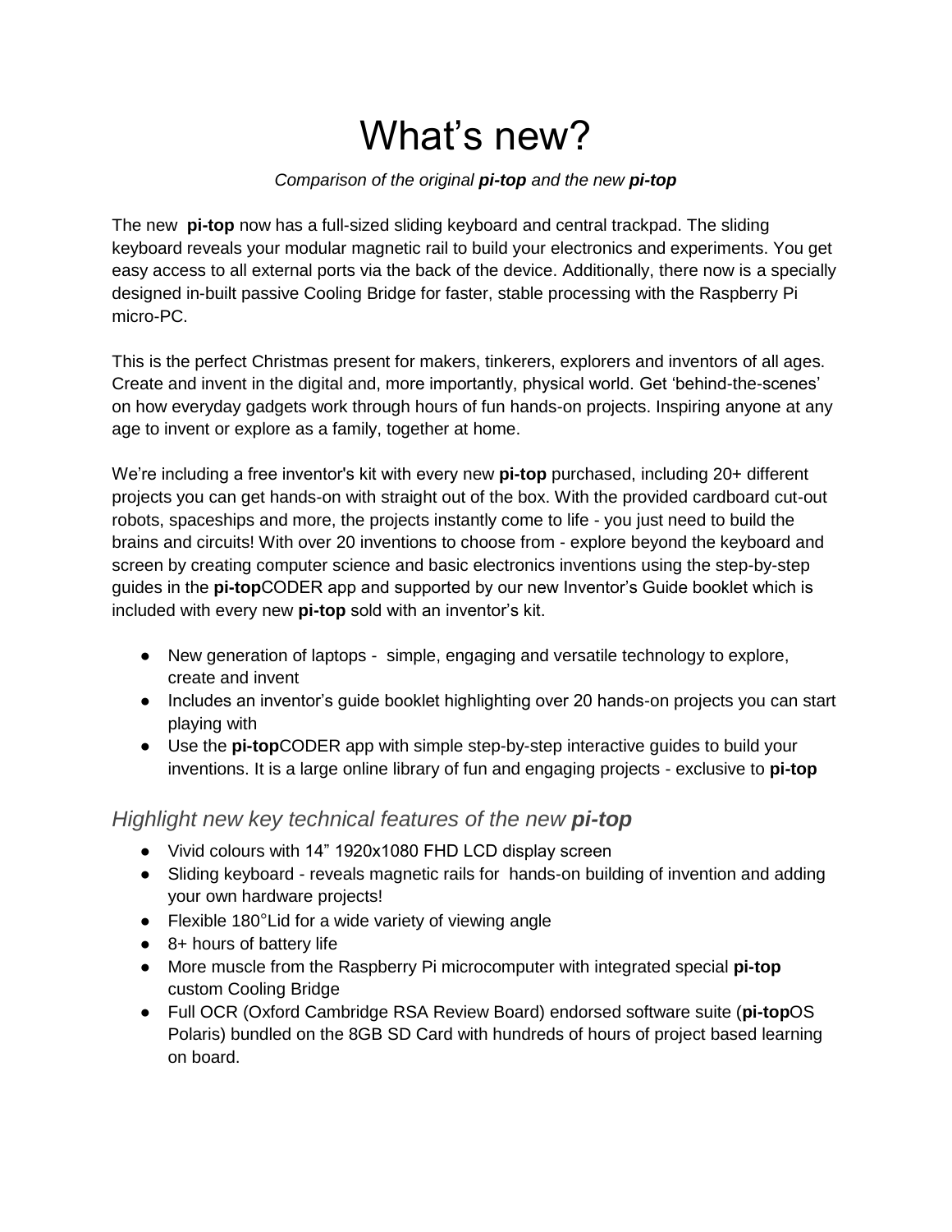# What's new?

*Comparison of the original **pi-top** and the new **pi-top***

The new **pi-top** now has a full-sized sliding keyboard and central trackpad. The sliding keyboard reveals your modular magnetic rail to build your electronics and experiments. You get easy access to all external ports via the back of the device. Additionally, there now is a specially designed in-built passive Cooling Bridge for faster, stable processing with the Raspberry Pi micro-PC.

This is the perfect Christmas present for makers, tinkerers, explorers and inventors of all ages. Create and invent in the digital and, more importantly, physical world. Get 'behind-the-scenes' on how everyday gadgets work through hours of fun hands-on projects. Inspiring anyone at any age to invent or explore as a family, together at home.

We're including a free inventor's kit with every new **pi-top** purchased, including 20+ different projects you can get hands-on with straight out of the box. With the provided cardboard cut-out robots, spaceships and more, the projects instantly come to life - you just need to build the brains and circuits! With over 20 inventions to choose from - explore beyond the keyboard and screen by creating computer science and basic electronics inventions using the step-by-step guides in the **pi-top**CODER app and supported by our new Inventor's Guide booklet which is included with every new **pi-top** sold with an inventor's kit.

- New generation of laptops - simple, engaging and versatile technology to explore, create and invent
- Includes an inventor's guide booklet highlighting over 20 hands-on projects you can start playing with
- Use the **pi-top**CODER app with simple step-by-step interactive guides to build your inventions. It is a large online library of fun and engaging projects - exclusive to **pi-top**

## *Highlight new key technical features of the new **pi-top***

- Vivid colours with 14" 1920x1080 FHD LCD display screen
- Sliding keyboard - reveals magnetic rails for hands-on building of invention and adding your own hardware projects!
- Flexible 180°Lid for a wide variety of viewing angle
- 8+ hours of battery life
- More muscle from the Raspberry Pi microcomputer with integrated special **pi-top** custom Cooling Bridge
- Full OCR (Oxford Cambridge RSA Review Board) endorsed software suite (**pi-top**OS Polaris) bundled on the 8GB SD Card with hundreds of hours of project based learning on board.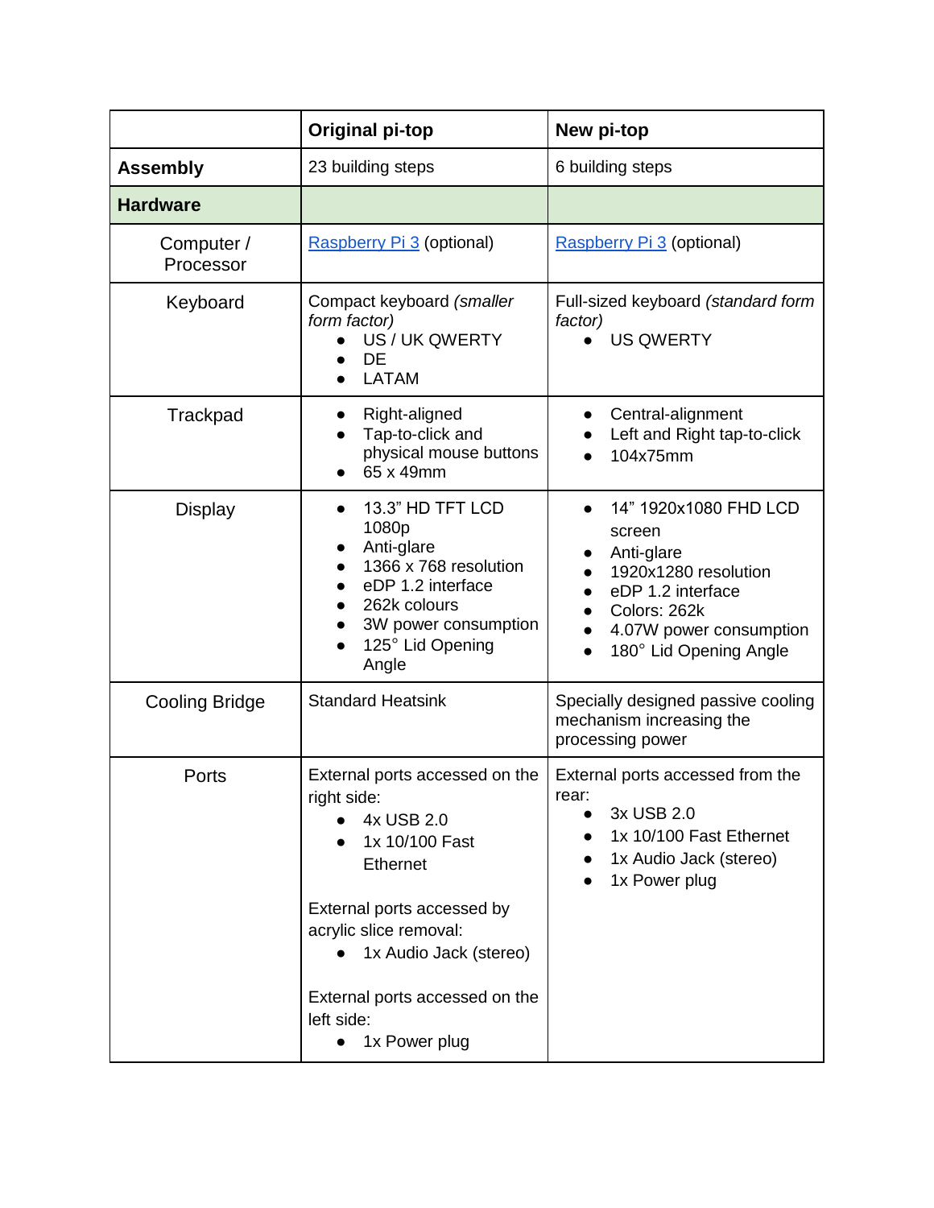| | **Original pi-top** | **New pi-top** |
|---|---|---|
| **Assembly** | 23 building steps | 6 building steps |
| **Hardware** | | |
| Computer / Processor | [Raspberry Pi 3](#) (optional) | [Raspberry Pi 3](#) (optional) |
| Keyboard | Compact keyboard *(smaller form factor)*<br>● US / UK QWERTY<br>● DE<br>● LATAM | Full-sized keyboard *(standard form factor)*<br>● US QWERTY |
| Trackpad | ● Right-aligned<br>● Tap-to-click and physical mouse buttons<br>● 65 x 49mm | ● Central-alignment<br>● Left and Right tap-to-click<br>● 104x75mm |
| Display | ● 13.3" HD TFT LCD 1080p<br>● Anti-glare<br>● 1366 x 768 resolution<br>● eDP 1.2 interface<br>● 262k colours<br>● 3W power consumption<br>● 125° Lid Opening Angle | ● 14" 1920x1080 FHD LCD screen<br>● Anti-glare<br>● 1920x1280 resolution<br>● eDP 1.2 interface<br>● Colors: 262k<br>● 4.07W power consumption<br>● 180° Lid Opening Angle |
| Cooling Bridge | Standard Heatsink | Specially designed passive cooling mechanism increasing the processing power |
| Ports | External ports accessed on the right side:<br>● 4x USB 2.0<br>● 1x 10/100 Fast Ethernet<br><br>External ports accessed by acrylic slice removal:<br>● 1x Audio Jack (stereo)<br><br>External ports accessed on the left side:<br>● 1x Power plug | External ports accessed from the rear:<br>● 3x USB 2.0<br>● 1x 10/100 Fast Ethernet<br>● 1x Audio Jack (stereo)<br>● 1x Power plug |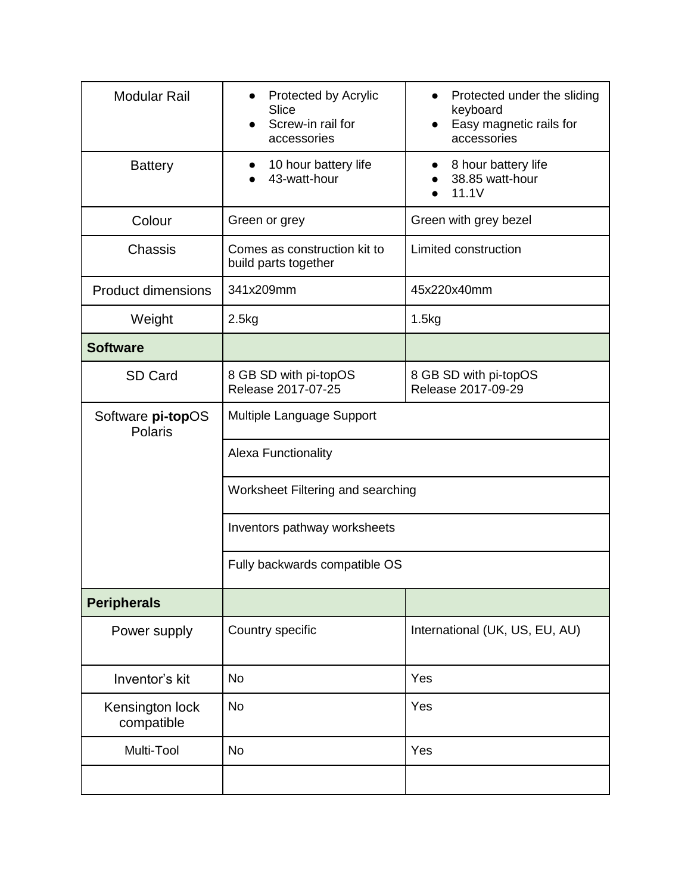| | | |
|---|---|---|
| Modular Rail | ● Protected by Acrylic Slice<br>● Screw-in rail for accessories | ● Protected under the sliding keyboard<br>● Easy magnetic rails for accessories |
| Battery | ● 10 hour battery life<br>● 43-watt-hour | ● 8 hour battery life<br>● 38.85 watt-hour<br>● 11.1V |
| Colour | Green or grey | Green with grey bezel |
| Chassis | Comes as construction kit to build parts together | Limited construction |
| Product dimensions | 341x209mm | 45x220x40mm |
| Weight | 2.5kg | 1.5kg |
| **Software** | | |
| SD Card | 8 GB SD with pi-topOS Release 2017-07-25 | 8 GB SD with pi-topOS Release 2017-09-29 |
| Software **pi-top**OS Polaris | Multiple Language Support | |
| | Alexa Functionality | |
| | Worksheet Filtering and searching | |
| | Inventors pathway worksheets | |
| | Fully backwards compatible OS | |
| **Peripherals** | | |
| Power supply | Country specific | International (UK, US, EU, AU) |
| Inventor's kit | No | Yes |
| Kensington lock compatible | No | Yes |
| Multi-Tool | No | Yes |
| | | |